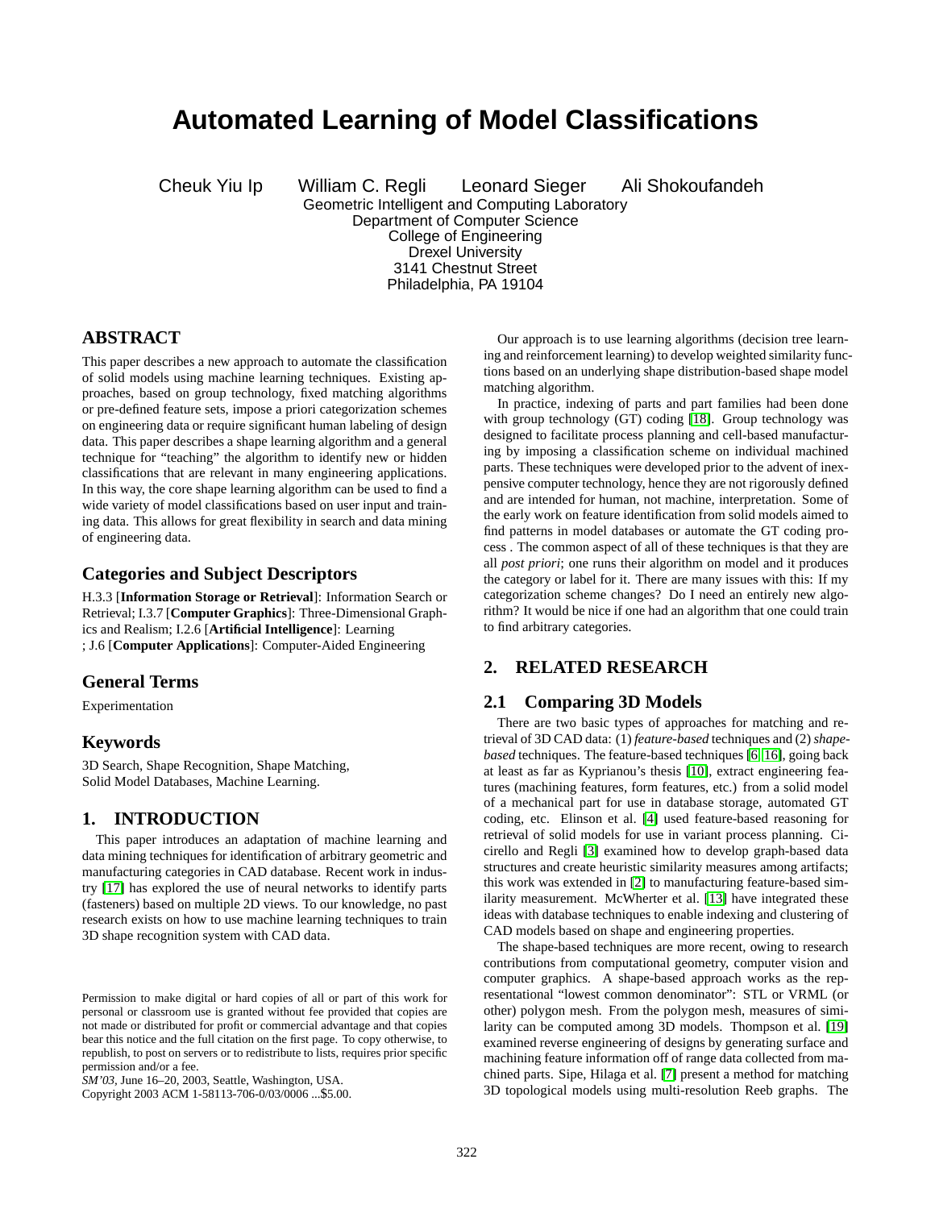# Automated Learning of Model Classifications

Cheuk Yiu Ip William C. Regli Leonard Sieger Ali Shokoufandeh

Geometric Intelligent and Computing Laboratory
Department of Computer Science
College of Engineering
Drexel University
3141 Chestnut Street
Philadelphia, PA 19104

## ABSTRACT

This paper describes a new approach to automate the classification of solid models using machine learning techniques. Existing approaches, based on group technology, fixed matching algorithms or pre-defined feature sets, impose a priori categorization schemes on engineering data or require significant human labeling of design data. This paper describes a shape learning algorithm and a general technique for "teaching" the algorithm to identify new or hidden classifications that are relevant in many engineering applications. In this way, the core shape learning algorithm can be used to find a wide variety of model classifications based on user input and training data. This allows for great flexibility in search and data mining of engineering data.

### Categories and Subject Descriptors

H.3.3 [**Information Storage or Retrieval**]: Information Search or Retrieval; I.3.7 [**Computer Graphics**]: Three-Dimensional Graphics and Realism; I.2.6 [**Artificial Intelligence**]: Learning ; J.6 [**Computer Applications**]: Computer-Aided Engineering

### General Terms

Experimentation

### Keywords

3D Search, Shape Recognition, Shape Matching, Solid Model Databases, Machine Learning.

## 1. INTRODUCTION

This paper introduces an adaptation of machine learning and data mining techniques for identification of arbitrary geometric and manufacturing categories in CAD database. Recent work in industry [17] has explored the use of neural networks to identify parts (fasteners) based on multiple 2D views. To our knowledge, no past research exists on how to use machine learning techniques to train 3D shape recognition system with CAD data.

Permission to make digital or hard copies of all or part of this work for personal or classroom use is granted without fee provided that copies are not made or distributed for profit or commercial advantage and that copies bear this notice and the full citation on the first page. To copy otherwise, to republish, to post on servers or to redistribute to lists, requires prior specific permission and/or a fee.
*SM'03*, June 16–20, 2003, Seattle, Washington, USA.
Copyright 2003 ACM 1-58113-706-0/03/0006 ...$5.00.

Our approach is to use learning algorithms (decision tree learning and reinforcement learning) to develop weighted similarity functions based on an underlying shape distribution-based shape model matching algorithm.

In practice, indexing of parts and part families had been done with group technology (GT) coding [18]. Group technology was designed to facilitate process planning and cell-based manufacturing by imposing a classification scheme on individual machined parts. These techniques were developed prior to the advent of inexpensive computer technology, hence they are not rigorously defined and are intended for human, not machine, interpretation. Some of the early work on feature identification from solid models aimed to find patterns in model databases or automate the GT coding process . The common aspect of all of these techniques is that they are all *post priori*; one runs their algorithm on model and it produces the category or label for it. There are many issues with this: If my categorization scheme changes? Do I need an entirely new algorithm? It would be nice if one had an algorithm that one could train to find arbitrary categories.

## 2. RELATED RESEARCH

### 2.1 Comparing 3D Models

There are two basic types of approaches for matching and retrieval of 3D CAD data: (1) *feature-based* techniques and (2) *shape-based* techniques. The feature-based techniques [6, 16], going back at least as far as Kyprianou's thesis [10], extract engineering features (machining features, form features, etc.) from a solid model of a mechanical part for use in database storage, automated GT coding, etc. Elinson et al. [4] used feature-based reasoning for retrieval of solid models for use in variant process planning. Cicirello and Regli [3] examined how to develop graph-based data structures and create heuristic similarity measures among artifacts; this work was extended in [2] to manufacturing feature-based similarity measurement. McWherter et al. [13] have integrated these ideas with database techniques to enable indexing and clustering of CAD models based on shape and engineering properties.

The shape-based techniques are more recent, owing to research contributions from computational geometry, computer vision and computer graphics. A shape-based approach works as the representational "lowest common denominator": STL or VRML (or other) polygon mesh. From the polygon mesh, measures of similarity can be computed among 3D models. Thompson et al. [19] examined reverse engineering of designs by generating surface and machining feature information off of range data collected from machined parts. Sipe, Hilaga et al. [7] present a method for matching 3D topological models using multi-resolution Reeb graphs. The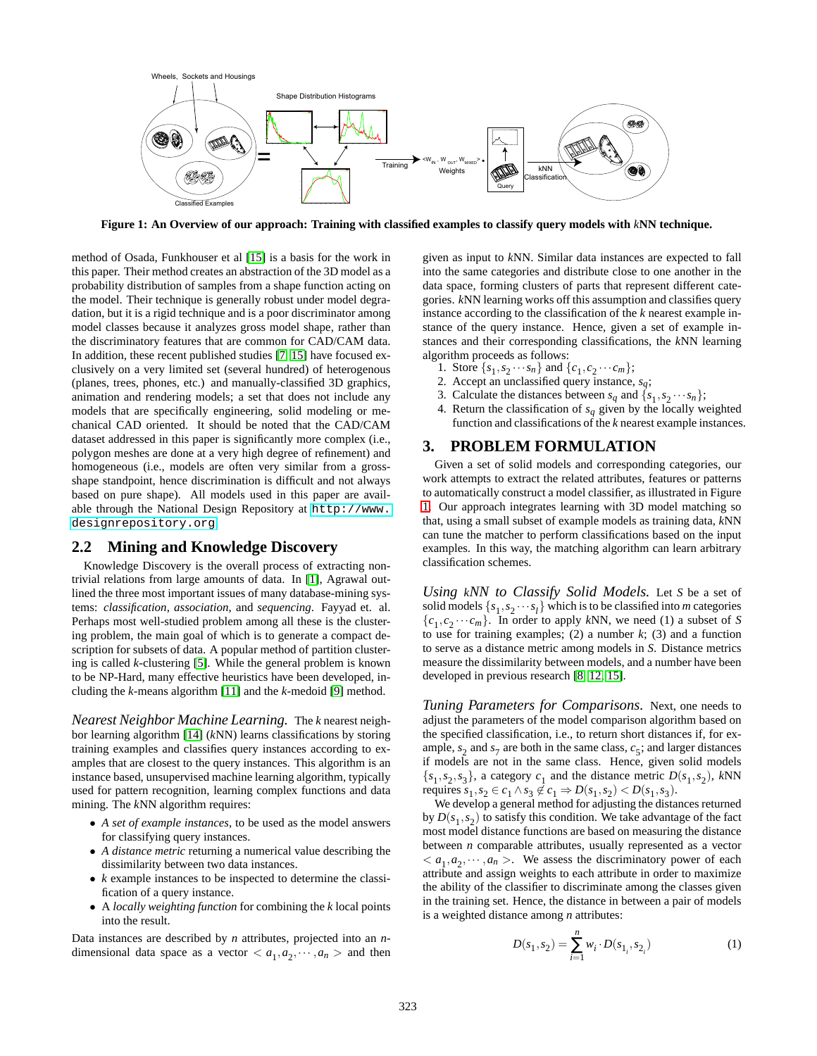**Figure 1: An Overview of our approach: Training with classified examples to classify query models with $k$NN technique.**

method of Osada, Funkhouser et al [15] is a basis for the work in this paper. Their method creates an abstraction of the 3D model as a probability distribution of samples from a shape function acting on the model. Their technique is generally robust under model degradation, but it is a rigid technique and is a poor discriminator among model classes because it analyzes gross model shape, rather than the discriminatory features that are common for CAD/CAM data. In addition, these recent published studies [7, 15] have focused exclusively on a very limited set (several hundred) of heterogenous (planes, trees, phones, etc.) and manually-classified 3D graphics, animation and rendering models; a set that does not include any models that are specifically engineering, solid modeling or mechanical CAD oriented. It should be noted that the CAD/CAM dataset addressed in this paper is significantly more complex (i.e., polygon meshes are done at a very high degree of refinement) and homogeneous (i.e., models are often very similar from a gross-shape standpoint, hence discrimination is difficult and not always based on pure shape). All models used in this paper are available through the National Design Repository at `http://www.designrepository.org`.

## 2.2 Mining and Knowledge Discovery

Knowledge Discovery is the overall process of extracting non-trivial relations from large amounts of data. In [1], Agrawal outlined the three most important issues of many database-mining systems: *classification*, *association*, and *sequencing*. Fayyad et. al. Perhaps most well-studied problem among all these is the clustering problem, the main goal of which is to generate a compact description for subsets of data. A popular method of partition clustering is called $k$-clustering [5]. While the general problem is known to be NP-Hard, many effective heuristics have been developed, including the $k$-means algorithm [11] and the $k$-medoid [9] method.

*Nearest Neighbor Machine Learning.* The $k$ nearest neighbor learning algorithm [14] ($k$NN) learns classifications by storing training examples and classifies query instances according to examples that are closest to the query instances. This algorithm is an instance based, unsupervised machine learning algorithm, typically used for pattern recognition, learning complex functions and data mining. The $k$NN algorithm requires:

- *A set of example instances*, to be used as the model answers for classifying query instances.
- *A distance metric* returning a numerical value describing the dissimilarity between two data instances.
- $k$ example instances to be inspected to determine the classification of a query instance.
- A *locally weighting function* for combining the $k$ local points into the result.

Data instances are described by $n$ attributes, projected into an $n$-dimensional data space as a vector $< a_1, a_2, \cdots, a_n >$ and then given as input to $k$NN. Similar data instances are expected to fall into the same categories and distribute close to one another in the data space, forming clusters of parts that represent different categories. $k$NN learning works off this assumption and classifies query instance according to the classification of the $k$ nearest example instance of the query instance. Hence, given a set of example instances and their corresponding classifications, the $k$NN learning algorithm proceeds as follows:

1. Store $\{s_1, s_2 \cdots s_n\}$ and $\{c_1, c_2 \cdots c_m\}$;
2. Accept an unclassified query instance, $s_q$;
3. Calculate the distances between $s_q$ and $\{s_1, s_2 \cdots s_n\}$;
4. Return the classification of $s_q$ given by the locally weighted function and classifications of the $k$ nearest example instances.

# 3. PROBLEM FORMULATION

Given a set of solid models and corresponding categories, our work attempts to extract the related attributes, features or patterns to automatically construct a model classifier, as illustrated in Figure 1. Our approach integrates learning with 3D model matching so that, using a small subset of example models as training data, $k$NN can tune the matcher to perform classifications based on the input examples. In this way, the matching algorithm can learn arbitrary classification schemes.

*Using $k$NN to Classify Solid Models.* Let $S$ be a set of solid models $\{s_1, s_2 \cdots s_l\}$ which is to be classified into $m$ categories $\{c_1, c_2 \cdots c_m\}$. In order to apply $k$NN, we need (1) a subset of $S$ to use for training examples; (2) a number $k$; (3) and a function to serve as a distance metric among models in $S$. Distance metrics measure the dissimilarity between models, and a number have been developed in previous research [8, 12, 15].

*Tuning Parameters for Comparisons.* Next, one needs to adjust the parameters of the model comparison algorithm based on the specified classification, i.e., to return short distances if, for example, $s_2$ and $s_7$ are both in the same class, $c_5$; and larger distances if models are not in the same class. Hence, given solid models $\{s_1, s_2, s_3\}$, a category $c_1$ and the distance metric $D(s_1, s_2)$, $k$NN requires $s_1, s_2 \in c_1 \wedge s_3 \notin c_1 \Rightarrow D(s_1, s_2) < D(s_1, s_3)$.

We develop a general method for adjusting the distances returned by $D(s_1, s_2)$ to satisfy this condition. We take advantage of the fact most model distance functions are based on measuring the distance between $n$ comparable attributes, usually represented as a vector $< a_1, a_2, \cdots, a_n >$. We assess the discriminatory power of each attribute and assign weights to each attribute in order to maximize the ability of the classifier to discriminate among the classes given in the training set. Hence, the distance in between a pair of models is a weighted distance among $n$ attributes:

$$D(s_1, s_2) = \sum_{i=1}^{n} w_i \cdot D(s_{1_i}, s_{2_i}) \tag{1}$$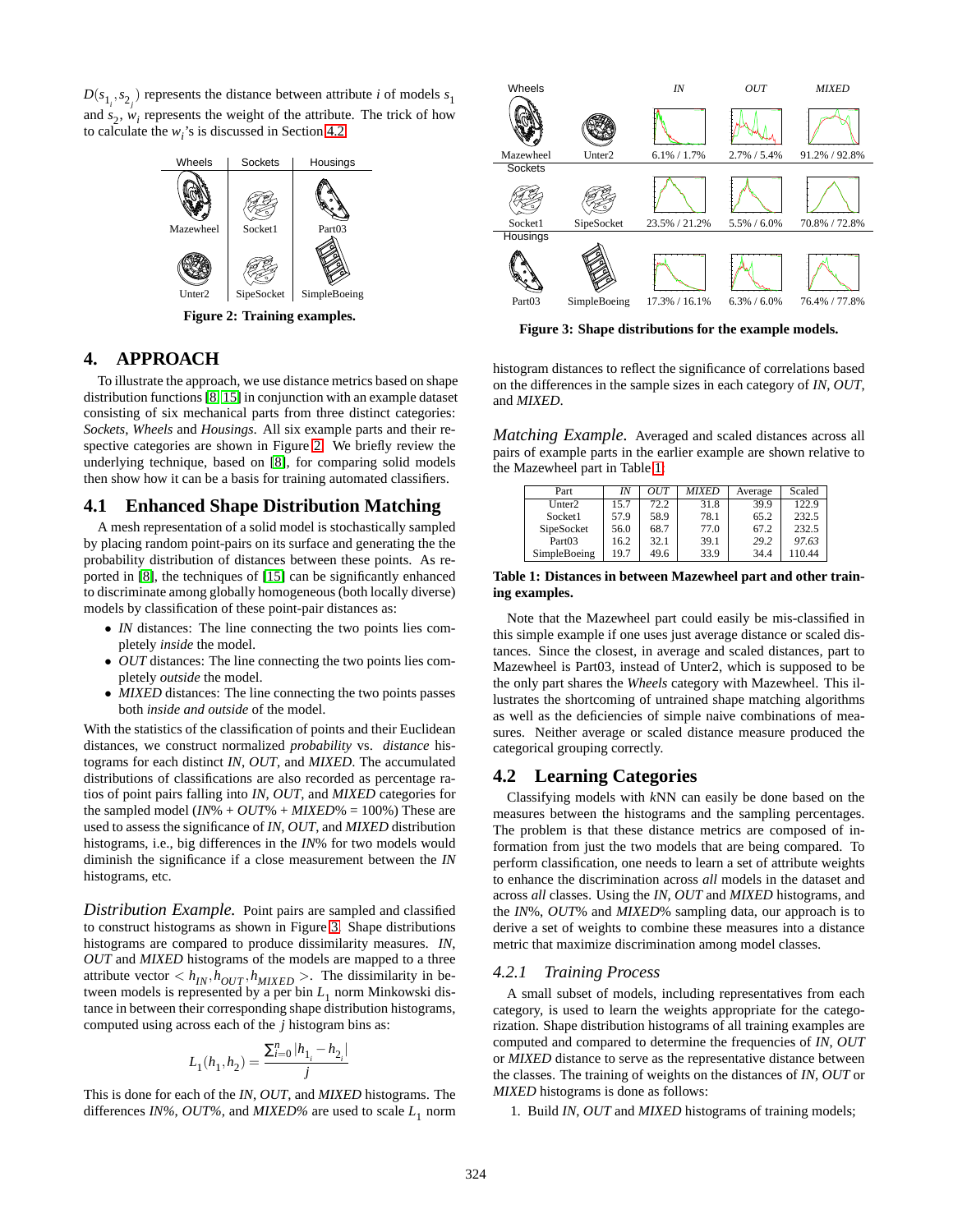$D(s_{1_i}, s_{2_j})$ represents the distance between attribute $i$ of models $s_1$ and $s_2$, $w_i$ represents the weight of the attribute. The trick of how to calculate the $w_i$'s is discussed in Section 4.2.

Figure 2: Training examples.

# 4. APPROACH

To illustrate the approach, we use distance metrics based on shape distribution functions [8, 15] in conjunction with an example dataset consisting of six mechanical parts from three distinct categories: *Sockets*, *Wheels* and *Housings*. All six example parts and their respective categories are shown in Figure 2. We briefly review the underlying technique, based on [8], for comparing solid models then show how it can be a basis for training automated classifiers.

## 4.1 Enhanced Shape Distribution Matching

A mesh representation of a solid model is stochastically sampled by placing random point-pairs on its surface and generating the the probability distribution of distances between these points. As reported in [8], the techniques of [15] can be significantly enhanced to discriminate among globally homogeneous (both locally diverse) models by classification of these point-pair distances as:

- *IN* distances: The line connecting the two points lies completely *inside* the model.
- *OUT* distances: The line connecting the two points lies completely *outside* the model.
- *MIXED* distances: The line connecting the two points passes both *inside and outside* of the model.

With the statistics of the classification of points and their Euclidean distances, we construct normalized *probability* vs. *distance* histograms for each distinct *IN*, *OUT*, and *MIXED*. The accumulated distributions of classifications are also recorded as percentage ratios of point pairs falling into *IN*, *OUT*, and *MIXED* categories for the sampled model (*IN*% + *OUT*% + *MIXED*% = 100%) These are used to assess the significance of *IN*, *OUT*, and *MIXED* distribution histograms, i.e., big differences in the *IN*% for two models would diminish the significance if a close measurement between the *IN* histograms, etc.

*Distribution Example.* Point pairs are sampled and classified to construct histograms as shown in Figure 3. Shape distributions histograms are compared to produce dissimilarity measures. *IN*, *OUT* and *MIXED* histograms of the models are mapped to a three attribute vector $< h_{IN}, h_{OUT}, h_{MIXED} >$. The dissimilarity in between models is represented by a per bin $L_1$ norm Minkowski distance in between their corresponding shape distribution histograms, computed using across each of the $j$ histogram bins as:

$$L_1(h_1, h_2) = \frac{\sum_{i=0}^{n} |h_{1_i} - h_{2_i}|}{j}$$

This is done for each of the *IN*, *OUT*, and *MIXED* histograms. The differences *IN%*, *OUT%*, and *MIXED%* are used to scale $L_1$ norm histogram distances to reflect the significance of correlations based on the differences in the sample sizes in each category of *IN*, *OUT*, and *MIXED*.

Figure 3: Shape distributions for the example models.

*Matching Example.* Averaged and scaled distances across all pairs of example parts in the earlier example are shown relative to the Mazewheel part in Table 1.

| Part | *IN* | *OUT* | *MIXED* | Average | Scaled |
|---|---|---|---|---|---|
| Unter2 | 15.7 | 72.2 | 31.8 | 39.9 | 122.9 |
| Socket1 | 57.9 | 58.9 | 78.1 | 65.2 | 232.5 |
| SipeSocket | 56.0 | 68.7 | 77.0 | 67.2 | 232.5 |
| Part03 | 16.2 | 32.1 | 39.1 | *29.2* | *97.63* |
| SimpleBoeing | 19.7 | 49.6 | 33.9 | 34.4 | 110.44 |

**Table 1: Distances in between Mazewheel part and other training examples.**

Note that the Mazewheel part could easily be mis-classified in this simple example if one uses just average distance or scaled distances. Since the closest, in average and scaled distances, part to Mazewheel is Part03, instead of Unter2, which is supposed to be the only part shares the *Wheels* category with Mazewheel. This illustrates the shortcoming of untrained shape matching algorithms as well as the deficiencies of simple naive combinations of measures. Neither average or scaled distance measure produced the categorical grouping correctly.

## 4.2 Learning Categories

Classifying models with *k*NN can easily be done based on the measures between the histograms and the sampling percentages. The problem is that these distance metrics are composed of information from just the two models that are being compared. To perform classification, one needs to learn a set of attribute weights to enhance the discrimination across *all* models in the dataset and across *all* classes. Using the *IN*, *OUT* and *MIXED* histograms, and the *IN*%, *OUT*% and *MIXED*% sampling data, our approach is to derive a set of weights to combine these measures into a distance metric that maximize discrimination among model classes.

### 4.2.1 Training Process

A small subset of models, including representatives from each category, is used to learn the weights appropriate for the categorization. Shape distribution histograms of all training examples are computed and compared to determine the frequencies of *IN*, *OUT* or *MIXED* distance to serve as the representative distance between the classes. The training of weights on the distances of *IN*, *OUT* or *MIXED* histograms is done as follows:

1. Build *IN*, *OUT* and *MIXED* histograms of training models;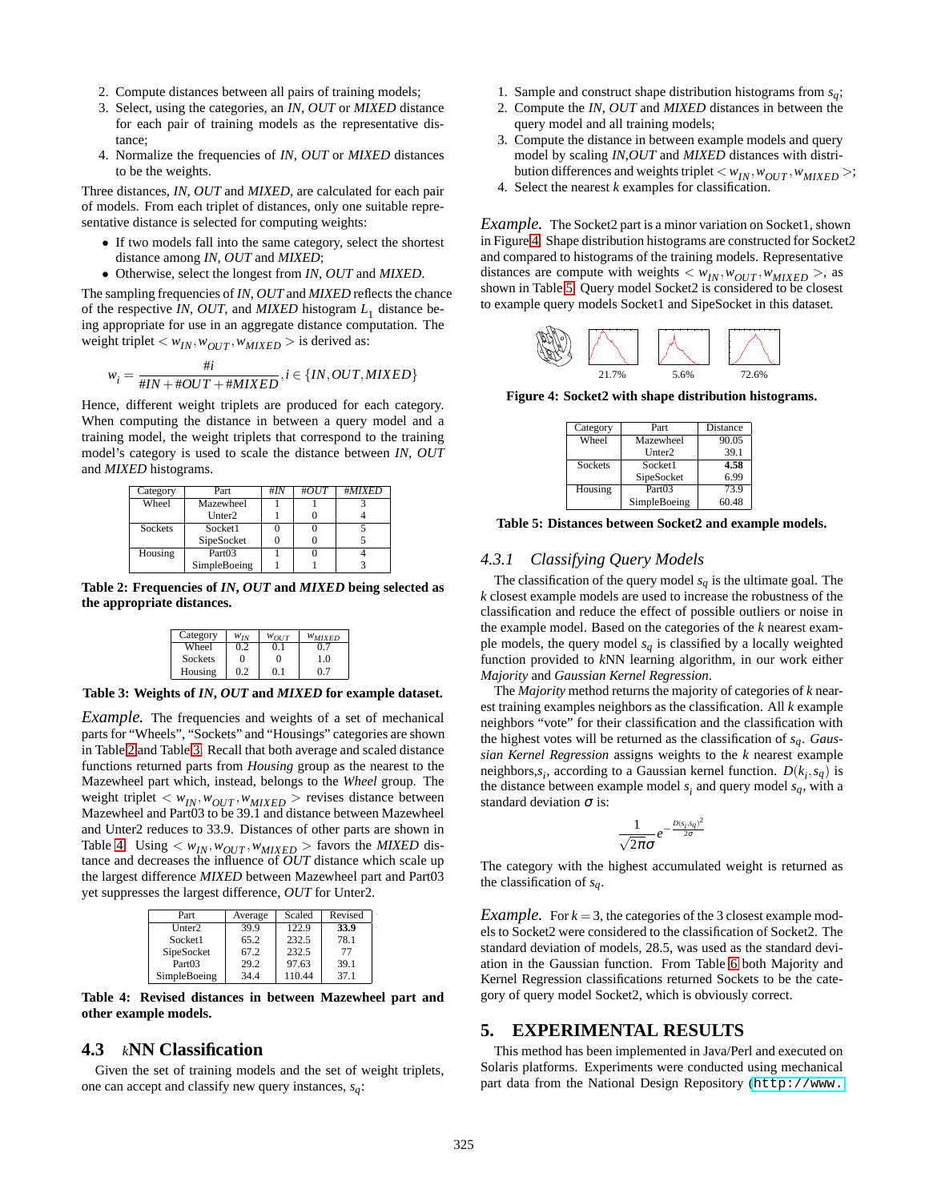2. Compute distances between all pairs of training models;
3. Select, using the categories, an *IN*, *OUT* or *MIXED* distance for each pair of training models as the representative distance;
4. Normalize the frequencies of *IN*, *OUT* or *MIXED* distances to be the weights.

Three distances, *IN*, *OUT* and *MIXED*, are calculated for each pair of models. From each triplet of distances, only one suitable representative distance is selected for computing weights:

- If two models fall into the same category, select the shortest distance among *IN*, *OUT* and *MIXED*;
- Otherwise, select the longest from *IN*, *OUT* and *MIXED*.

The sampling frequencies of *IN*, *OUT* and *MIXED* reflects the chance of the respective *IN*, *OUT*, and *MIXED* histogram $L_1$ distance being appropriate for use in an aggregate distance computation. The weight triplet $< w_{IN}, w_{OUT}, w_{MIXED} >$ is derived as:

$$w_i = \frac{\#i}{\#IN + \#OUT + \#MIXED}, i \in \{IN, OUT, MIXED\}$$

Hence, different weight triplets are produced for each category. When computing the distance in between a query model and a training model, the weight triplets that correspond to the training model's category is used to scale the distance between *IN*, *OUT* and *MIXED* histograms.

| Category | Part | #IN | #OUT | #MIXED |
|---|---|---|---|---|
| Wheel | Mazewheel | 1 | 1 | 3 |
| | Unter2 | 1 | 0 | 4 |
| Sockets | Socket1 | 0 | 0 | 5 |
| | SipeSocket | 0 | 0 | 5 |
| Housing | Part03 | 1 | 0 | 4 |
| | SimpleBoeing | 1 | 1 | 3 |

**Table 2: Frequencies of *IN*, *OUT* and *MIXED* being selected as the appropriate distances.**

| Category | $w_{IN}$ | $w_{OUT}$ | $w_{MIXED}$ |
|---|---|---|---|
| Wheel | 0.2 | 0.1 | 0.7 |
| Sockets | 0 | 0 | 1.0 |
| Housing | 0.2 | 0.1 | 0.7 |

**Table 3: Weights of *IN*, *OUT* and *MIXED* for example dataset.**

*Example.* The frequencies and weights of a set of mechanical parts for "Wheels", "Sockets" and "Housings" categories are shown in Table 2 and Table 3. Recall that both average and scaled distance functions returned parts from *Housing* group as the nearest to the Mazewheel part which, instead, belongs to the *Wheel* group. The weight triplet $< w_{IN}, w_{OUT}, w_{MIXED} >$ revises distance between Mazewheel and Part03 to be 39.1 and distance between Mazewheel and Unter2 reduces to 33.9. Distances of other parts are shown in Table 4. Using $< w_{IN}, w_{OUT}, w_{MIXED} >$ favors the *MIXED* distance and decreases the influence of *OUT* distance which scale up the largest difference *MIXED* between Mazewheel part and Part03 yet suppresses the largest difference, *OUT* for Unter2.

| Part | Average | Scaled | Revised |
|---|---|---|---|
| Unter2 | 39.9 | 122.9 | **33.9** |
| Socket1 | 65.2 | 232.5 | 78.1 |
| SipeSocket | 67.2 | 232.5 | 77 |
| Part03 | 29.2 | 97.63 | 39.1 |
| SimpleBoeing | 34.4 | 110.44 | 37.1 |

**Table 4: Revised distances in between Mazewheel part and other example models.**

## 4.3 *k*NN Classification

Given the set of training models and the set of weight triplets, one can accept and classify new query instances, $s_q$:

1. Sample and construct shape distribution histograms from $s_q$;
2. Compute the *IN*, *OUT* and *MIXED* distances in between the query model and all training models;
3. Compute the distance in between example models and query model by scaling *IN*,*OUT* and *MIXED* distances with distribution differences and weights triplet $< w_{IN}, w_{OUT}, w_{MIXED} >$;
4. Select the nearest *k* examples for classification.

*Example.* The Socket2 part is a minor variation on Socket1, shown in Figure 4. Shape distribution histograms are constructed for Socket2 and compared to histograms of the training models. Representative distances are compute with weights $< w_{IN}, w_{OUT}, w_{MIXED} >$, as shown in Table 5. Query model Socket2 is considered to be closest to example query models Socket1 and SipeSocket in this dataset.

21.7% 5.6% 72.6%

**Figure 4: Socket2 with shape distribution histograms.**

| Category | Part | Distance |
|---|---|---|
| Wheel | Mazewheel | 90.05 |
| | Unter2 | 39.1 |
| Sockets | Socket1 | **4.58** |
| | SipeSocket | 6.99 |
| Housing | Part03 | 73.9 |
| | SimpleBoeing | 60.48 |

**Table 5: Distances between Socket2 and example models.**

### 4.3.1 Classifying Query Models

The classification of the query model $s_q$ is the ultimate goal. The *k* closest example models are used to increase the robustness of the classification and reduce the effect of possible outliers or noise in the example model. Based on the categories of the *k* nearest example models, the query model $s_q$ is classified by a locally weighted function provided to *k*NN learning algorithm, in our work either *Majority* and *Gaussian Kernel Regression*.

The *Majority* method returns the majority of categories of *k* nearest training examples neighbors as the classification. All *k* example neighbors "vote" for their classification and the classification with the highest votes will be returned as the classification of $s_q$. *Gaussian Kernel Regression* assigns weights to the *k* nearest example neighbors,$s_i$, according to a Gaussian kernel function. $D(k_i, s_q)$ is the distance between example model $s_i$ and query model $s_q$, with a standard deviation $\sigma$ is:

$$\frac{1}{\sqrt{2\pi}\sigma} e^{-\frac{D(s_i,s_q)^2}{2\sigma}}$$

The category with the highest accumulated weight is returned as the classification of $s_q$.

*Example.* For $k = 3$, the categories of the 3 closest example models to Socket2 were considered to the classification of Socket2. The standard deviation of models, 28.5, was used as the standard deviation in the Gaussian function. From Table 6 both Majority and Kernel Regression classifications returned Sockets to be the category of query model Socket2, which is obviously correct.

## 5. EXPERIMENTAL RESULTS

This method has been implemented in Java/Perl and executed on Solaris platforms. Experiments were conducted using mechanical part data from the National Design Repository (`http://www.`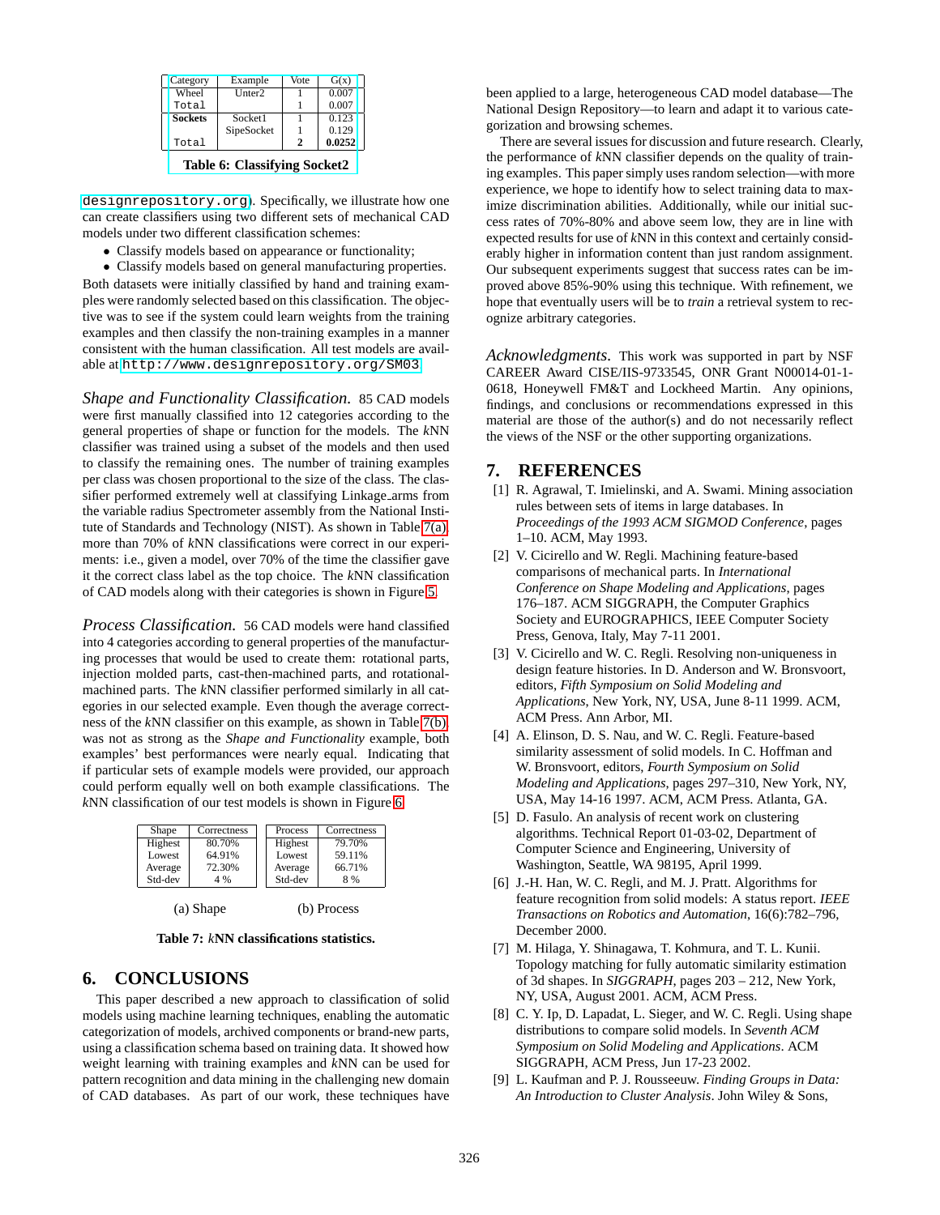| Category | Example | Vote | G(x) |
|---|---|---|---|
| Wheel | Unter2 | 1 | 0.007 |
| Total | | 1 | 0.007 |
| **Sockets** | Socket1 | 1 | 0.123 |
| | SipeSocket | 1 | 0.129 |
| Total | | **2** | **0.0252** |

**Table 6: Classifying Socket2**

designrepository.org). Specifically, we illustrate how one can create classifiers using two different sets of mechanical CAD models under two different classification schemes:

- Classify models based on appearance or functionality;
- Classify models based on general manufacturing properties.

Both datasets were initially classified by hand and training examples were randomly selected based on this classification. The objective was to see if the system could learn weights from the training examples and then classify the non-training examples in a manner consistent with the human classification. All test models are available at http://www.designrepository.org/SM03.

*Shape and Functionality Classification.* 85 CAD models were first manually classified into 12 categories according to the general properties of shape or function for the models. The *k*NN classifier was trained using a subset of the models and then used to classify the remaining ones. The number of training examples per class was chosen proportional to the size of the class. The classifier performed extremely well at classifying Linkage_arms from the variable radius Spectrometer assembly from the National Institute of Standards and Technology (NIST). As shown in Table 7(a) more than 70% of *k*NN classifications were correct in our experiments: i.e., given a model, over 70% of the time the classifier gave it the correct class label as the top choice. The *k*NN classification of CAD models along with their categories is shown in Figure 5.

*Process Classification.* 56 CAD models were hand classified into 4 categories according to general properties of the manufacturing processes that would be used to create them: rotational parts, injection molded parts, cast-then-machined parts, and rotational-machined parts. The *k*NN classifier performed similarly in all categories in our selected example. Even though the average correctness of the *k*NN classifier on this example, as shown in Table 7(b) was not as strong as the *Shape and Functionality* example, both examples' best performances were nearly equal. Indicating that if particular sets of example models were provided, our approach could perform equally well on both example classifications. The *k*NN classification of our test models is shown in Figure 6.

| Shape | Correctness |
|---|---|
| Highest | 80.70% |
| Lowest | 64.91% |
| Average | 72.30% |
| Std-dev | 4 % |

(a) Shape

| Process | Correctness |
|---|---|
| Highest | 79.70% |
| Lowest | 59.11% |
| Average | 66.71% |
| Std-dev | 8 % |

(b) Process

**Table 7: *k*NN classifications statistics.**

## 6. CONCLUSIONS

This paper described a new approach to classification of solid models using machine learning techniques, enabling the automatic categorization of models, archived components or brand-new parts, using a classification schema based on training data. It showed how weight learning with training examples and *k*NN can be used for pattern recognition and data mining in the challenging new domain of CAD databases. As part of our work, these techniques have been applied to a large, heterogeneous CAD model database—The National Design Repository—to learn and adapt it to various categorization and browsing schemes.

There are several issues for discussion and future research. Clearly, the performance of *k*NN classifier depends on the quality of training examples. This paper simply uses random selection—with more experience, we hope to identify how to select training data to maximize discrimination abilities. Additionally, while our initial success rates of 70%-80% and above seem low, they are in line with expected results for use of *k*NN in this context and certainly considerably higher in information content than just random assignment. Our subsequent experiments suggest that success rates can be improved above 85%-90% using this technique. With refinement, we hope that eventually users will be to *train* a retrieval system to recognize arbitrary categories.

*Acknowledgments.* This work was supported in part by NSF CAREER Award CISE/IIS-9733545, ONR Grant N00014-01-1-0618, Honeywell FM&T and Lockheed Martin. Any opinions, findings, and conclusions or recommendations expressed in this material are those of the author(s) and do not necessarily reflect the views of the NSF or the other supporting organizations.

## 7. REFERENCES

[1] R. Agrawal, T. Imielinski, and A. Swami. Mining association rules between sets of items in large databases. In *Proceedings of the 1993 ACM SIGMOD Conference*, pages 1–10. ACM, May 1993.

[2] V. Cicirello and W. Regli. Machining feature-based comparisons of mechanical parts. In *International Conference on Shape Modeling and Applications*, pages 176–187. ACM SIGGRAPH, the Computer Graphics Society and EUROGRAPHICS, IEEE Computer Society Press, Genova, Italy, May 7-11 2001.

[3] V. Cicirello and W. C. Regli. Resolving non-uniqueness in design feature histories. In D. Anderson and W. Bronsvoort, editors, *Fifth Symposium on Solid Modeling and Applications*, New York, NY, USA, June 8-11 1999. ACM, ACM Press. Ann Arbor, MI.

[4] A. Elinson, D. S. Nau, and W. C. Regli. Feature-based similarity assessment of solid models. In C. Hoffman and W. Bronsvoort, editors, *Fourth Symposium on Solid Modeling and Applications*, pages 297–310, New York, NY, USA, May 14-16 1997. ACM, ACM Press. Atlanta, GA.

[5] D. Fasulo. An analysis of recent work on clustering algorithms. Technical Report 01-03-02, Department of Computer Science and Engineering, University of Washington, Seattle, WA 98195, April 1999.

[6] J.-H. Han, W. C. Regli, and M. J. Pratt. Algorithms for feature recognition from solid models: A status report. *IEEE Transactions on Robotics and Automation*, 16(6):782–796, December 2000.

[7] M. Hilaga, Y. Shinagawa, T. Kohmura, and T. L. Kunii. Topology matching for fully automatic similarity estimation of 3d shapes. In *SIGGRAPH*, pages 203 – 212, New York, NY, USA, August 2001. ACM, ACM Press.

[8] C. Y. Ip, D. Lapadat, L. Sieger, and W. C. Regli. Using shape distributions to compare solid models. In *Seventh ACM Symposium on Solid Modeling and Applications*. ACM SIGGRAPH, ACM Press, Jun 17-23 2002.

[9] L. Kaufman and P. J. Rousseeuw. *Finding Groups in Data: An Introduction to Cluster Analysis*. John Wiley & Sons,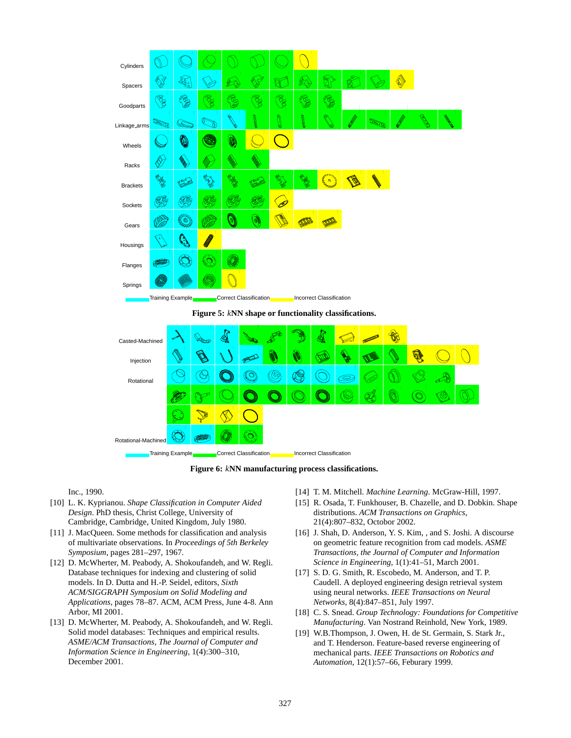Cylinders

Spacers

Goodparts

Linkage_arms

Wheels

Racks

Brackets

Sockets

Gears

Housings

Flanges

Springs

Training Example Correct Classification Incorrect Classification

**Figure 5:** ***k*****NN shape or functionality classifications.**

Casted-Machined

Injection

Rotational

Rotational-Machined

Training Example Correct Classification Incorrect Classification

**Figure 6:** ***k*****NN manufacturing process classifications.**

Inc., 1990.

[10] L. K. Kyprianou. *Shape Classification in Computer Aided Design*. PhD thesis, Christ College, University of Cambridge, Cambridge, United Kingdom, July 1980.

[11] J. MacQueen. Some methods for classification and analysis of multivariate observations. In *Proceedings of 5th Berkeley Symposium*, pages 281–297, 1967.

[12] D. McWherter, M. Peabody, A. Shokoufandeh, and W. Regli. Database techniques for indexing and clustering of solid models. In D. Dutta and H.-P. Seidel, editors, *Sixth ACM/SIGGRAPH Symposium on Solid Modeling and Applications*, pages 78–87. ACM, ACM Press, June 4-8. Ann Arbor, MI 2001.

[13] D. McWherter, M. Peabody, A. Shokoufandeh, and W. Regli. Solid model databases: Techniques and empirical results. *ASME/ACM Transactions, The Journal of Computer and Information Science in Engineering*, 1(4):300–310, December 2001.

[14] T. M. Mitchell. *Machine Learning*. McGraw-Hill, 1997.

[15] R. Osada, T. Funkhouser, B. Chazelle, and D. Dobkin. Shape distributions. *ACM Transactions on Graphics*, 21(4):807–832, Octobor 2002.

[16] J. Shah, D. Anderson, Y. S. Kim, , and S. Joshi. A discourse on geometric feature recognition from cad models. *ASME Transactions, the Journal of Computer and Information Science in Engineering*, 1(1):41–51, March 2001.

[17] S. D. G. Smith, R. Escobedo, M. Anderson, and T. P. Caudell. A deployed engineering design retrieval system using neural networks. *IEEE Transactions on Neural Networks*, 8(4):847–851, July 1997.

[18] C. S. Snead. *Group Technology: Foundations for Competitive Manufacturing*. Van Nostrand Reinhold, New York, 1989.

[19] W.B.Thompson, J. Owen, H. de St. Germain, S. Stark Jr., and T. Henderson. Feature-based reverse engineering of mechanical parts. *IEEE Transactions on Robotics and Automation*, 12(1):57–66, Feburary 1999.